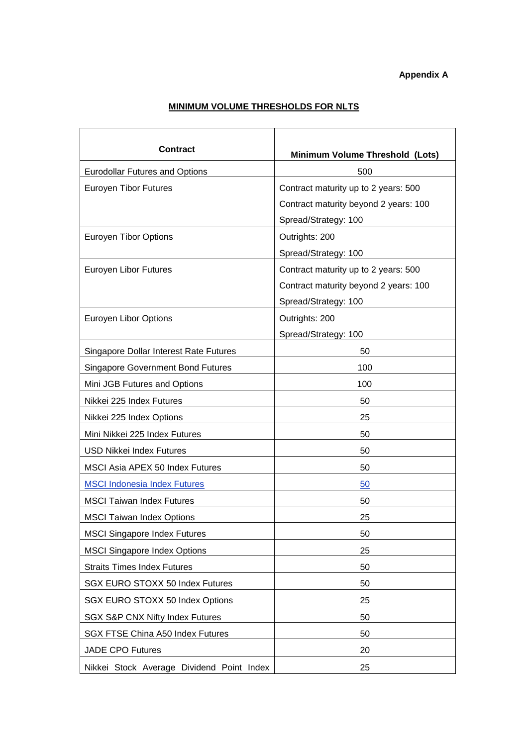**Appendix A**

**MINIMUM VOLUME THRESHOLDS FOR NLTS**

| Contract | Minimum Volume Threshold (Lots) |
|---|---|
| Eurodollar Futures and Options | 500 |
| Euroyen Tibor Futures | Contract maturity up to 2 years: 500<br>Contract maturity beyond 2 years: 100<br>Spread/Strategy: 100 |
| Euroyen Tibor Options | Outrights: 200<br>Spread/Strategy: 100 |
| Euroyen Libor Futures | Contract maturity up to 2 years: 500<br>Contract maturity beyond 2 years: 100<br>Spread/Strategy: 100 |
| Euroyen Libor Options | Outrights: 200<br>Spread/Strategy: 100 |
| Singapore Dollar Interest Rate Futures | 50 |
| Singapore Government Bond Futures | 100 |
| Mini JGB Futures and Options | 100 |
| Nikkei 225 Index Futures | 50 |
| Nikkei 225 Index Options | 25 |
| Mini Nikkei 225 Index Futures | 50 |
| USD Nikkei Index Futures | 50 |
| MSCI Asia APEX 50 Index Futures | 50 |
| MSCI Indonesia Index Futures | 50 |
| MSCI Taiwan Index Futures | 50 |
| MSCI Taiwan Index Options | 25 |
| MSCI Singapore Index Futures | 50 |
| MSCI Singapore Index Options | 25 |
| Straits Times Index Futures | 50 |
| SGX EURO STOXX 50 Index Futures | 50 |
| SGX EURO STOXX 50 Index Options | 25 |
| SGX S&P CNX Nifty Index Futures | 50 |
| SGX FTSE China A50 Index Futures | 50 |
| JADE CPO Futures | 20 |
| Nikkei Stock Average Dividend Point Index | 25 |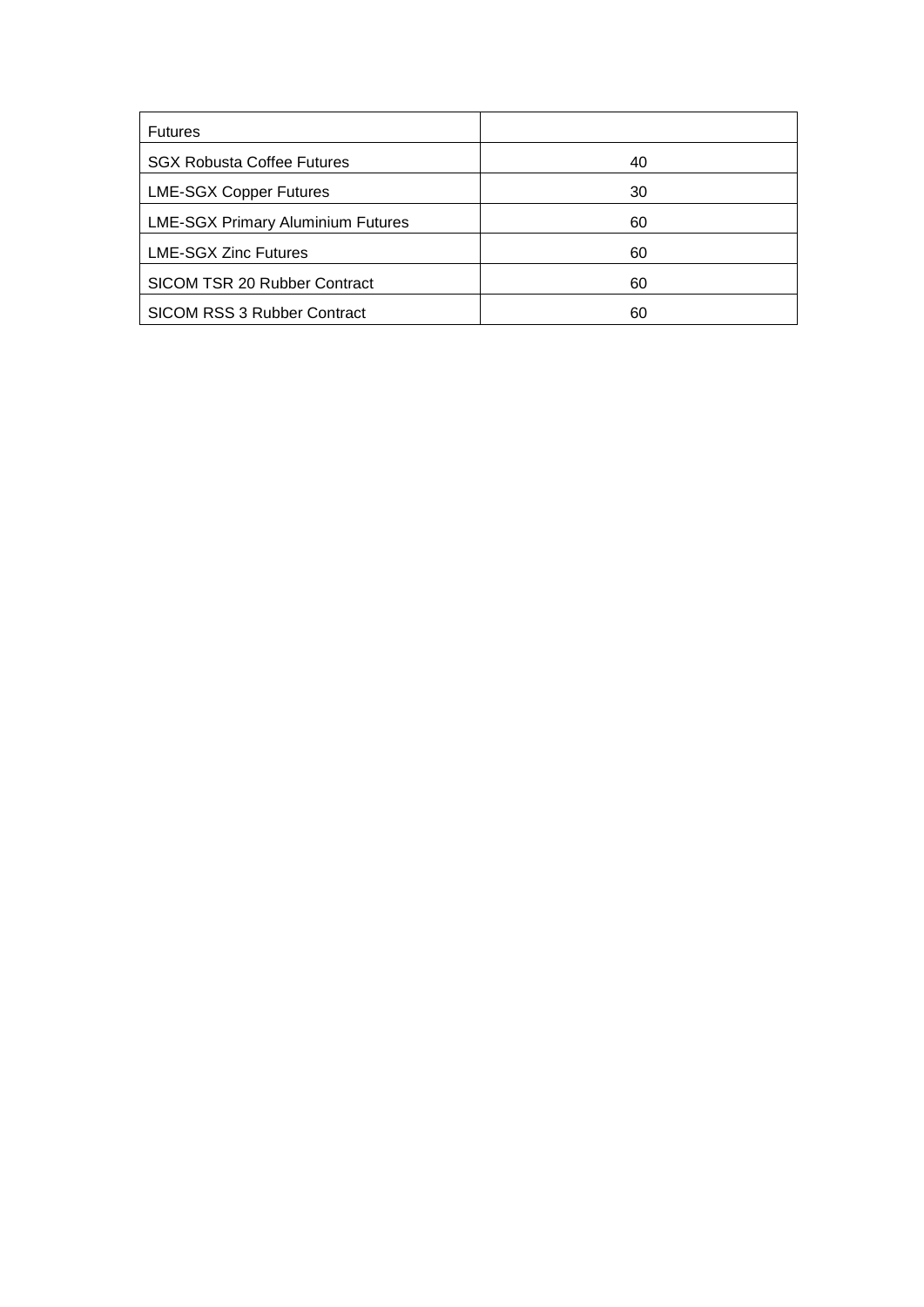| Futures | |
|---|---|
| SGX Robusta Coffee Futures | 40 |
| LME-SGX Copper Futures | 30 |
| LME-SGX Primary Aluminium Futures | 60 |
| LME-SGX Zinc Futures | 60 |
| SICOM TSR 20 Rubber Contract | 60 |
| SICOM RSS 3 Rubber Contract | 60 |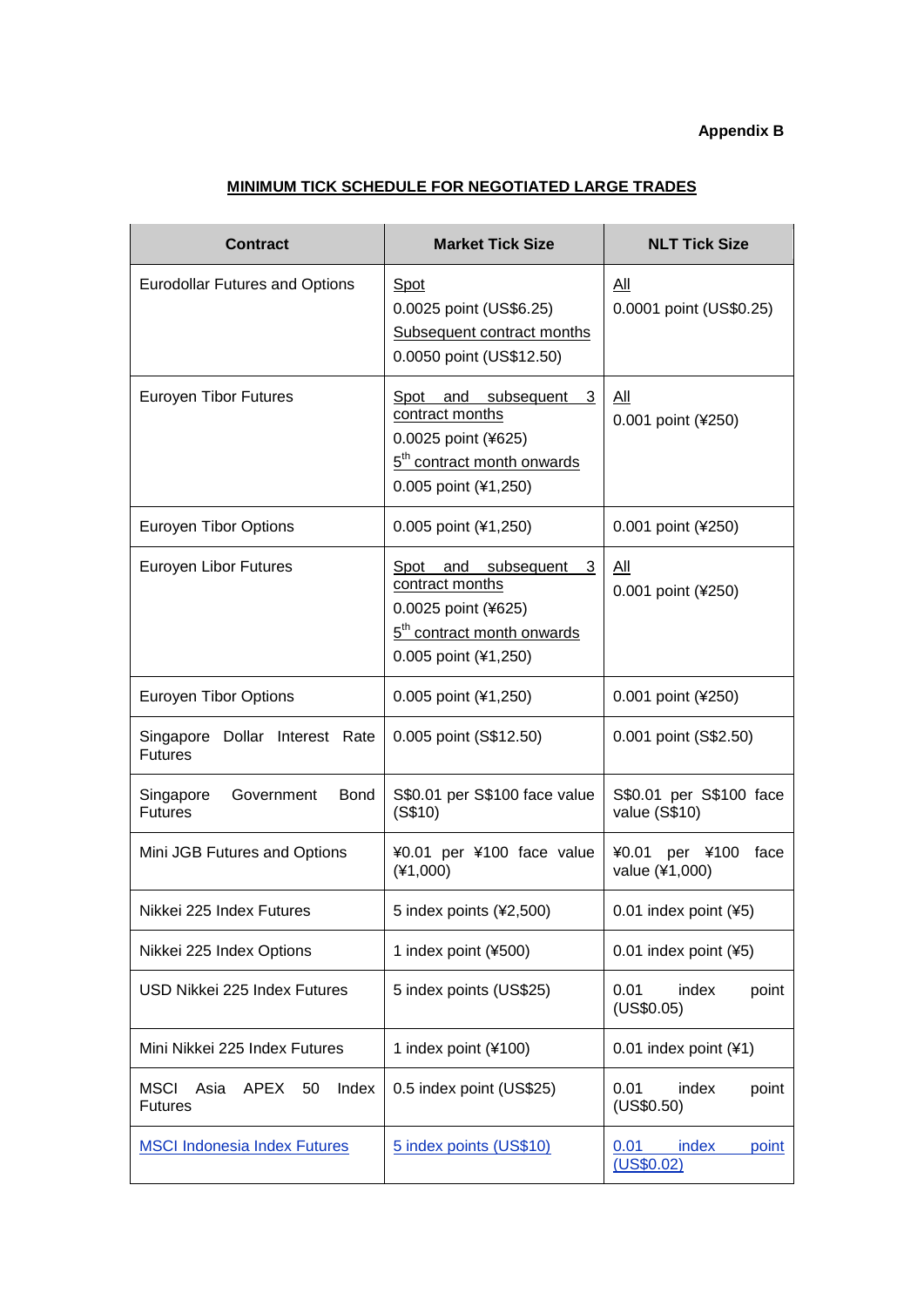**Appendix B**

**MINIMUM TICK SCHEDULE FOR NEGOTIATED LARGE TRADES**

| Contract | Market Tick Size | NLT Tick Size |
|---|---|---|
| Eurodollar Futures and Options | Spot<br>0.0025 point (US$6.25)<br>Subsequent contract months<br>0.0050 point (US$12.50) | All<br>0.0001 point (US$0.25) |
| Euroyen Tibor Futures | Spot and subsequent 3 contract months<br>0.0025 point (¥625)<br>5th contract month onwards<br>0.005 point (¥1,250) | All<br>0.001 point (¥250) |
| Euroyen Tibor Options | 0.005 point (¥1,250) | 0.001 point (¥250) |
| Euroyen Libor Futures | Spot and subsequent 3 contract months<br>0.0025 point (¥625)<br>5th contract month onwards<br>0.005 point (¥1,250) | All<br>0.001 point (¥250) |
| Euroyen Tibor Options | 0.005 point (¥1,250) | 0.001 point (¥250) |
| Singapore Dollar Interest Rate Futures | 0.005 point (S$12.50) | 0.001 point (S$2.50) |
| Singapore Government Bond Futures | S$0.01 per S$100 face value (S$10) | S$0.01 per S$100 face value (S$10) |
| Mini JGB Futures and Options | ¥0.01 per ¥100 face value (¥1,000) | ¥0.01 per ¥100 face value (¥1,000) |
| Nikkei 225 Index Futures | 5 index points (¥2,500) | 0.01 index point (¥5) |
| Nikkei 225 Index Options | 1 index point (¥500) | 0.01 index point (¥5) |
| USD Nikkei 225 Index Futures | 5 index points (US$25) | 0.01 index point (US$0.05) |
| Mini Nikkei 225 Index Futures | 1 index point (¥100) | 0.01 index point (¥1) |
| MSCI Asia APEX 50 Index Futures | 0.5 index point (US$25) | 0.01 index point (US$0.50) |
| MSCI Indonesia Index Futures | 5 index points (US$10) | 0.01 index point (US$0.02) |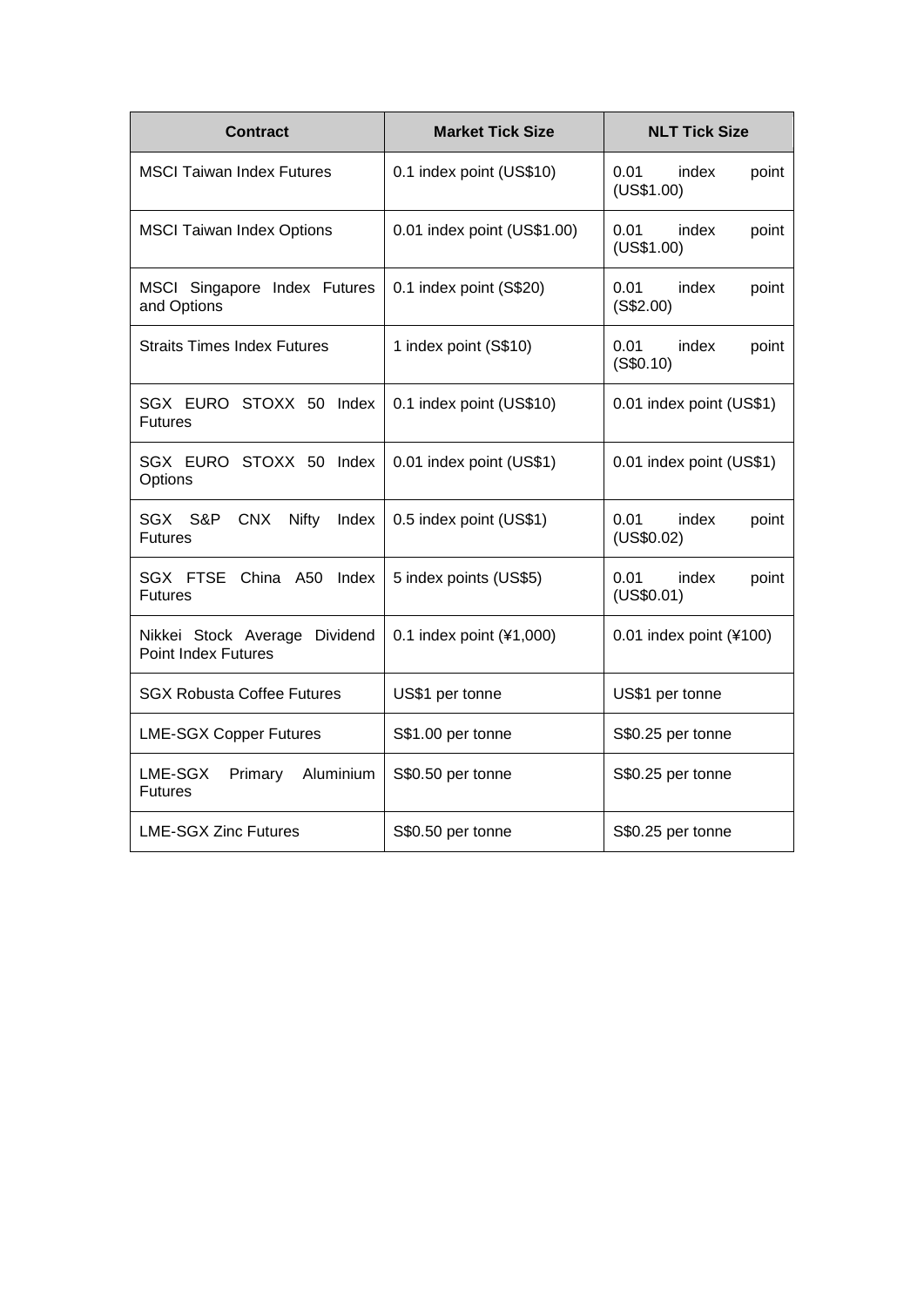| Contract | Market Tick Size | NLT Tick Size |
|---|---|---|
| MSCI Taiwan Index Futures | 0.1 index point (US$10) | 0.01 index point (US$1.00) |
| MSCI Taiwan Index Options | 0.01 index point (US$1.00) | 0.01 index point (US$1.00) |
| MSCI Singapore Index Futures and Options | 0.1 index point (S$20) | 0.01 index point (S$2.00) |
| Straits Times Index Futures | 1 index point (S$10) | 0.01 index point (S$0.10) |
| SGX EURO STOXX 50 Index Futures | 0.1 index point (US$10) | 0.01 index point (US$1) |
| SGX EURO STOXX 50 Index Options | 0.01 index point (US$1) | 0.01 index point (US$1) |
| SGX S&P CNX Nifty Index Futures | 0.5 index point (US$1) | 0.01 index point (US$0.02) |
| SGX FTSE China A50 Index Futures | 5 index points (US$5) | 0.01 index point (US$0.01) |
| Nikkei Stock Average Dividend Point Index Futures | 0.1 index point (¥1,000) | 0.01 index point (¥100) |
| SGX Robusta Coffee Futures | US$1 per tonne | US$1 per tonne |
| LME-SGX Copper Futures | S$1.00 per tonne | S$0.25 per tonne |
| LME-SGX Primary Aluminium Futures | S$0.50 per tonne | S$0.25 per tonne |
| LME-SGX Zinc Futures | S$0.50 per tonne | S$0.25 per tonne |